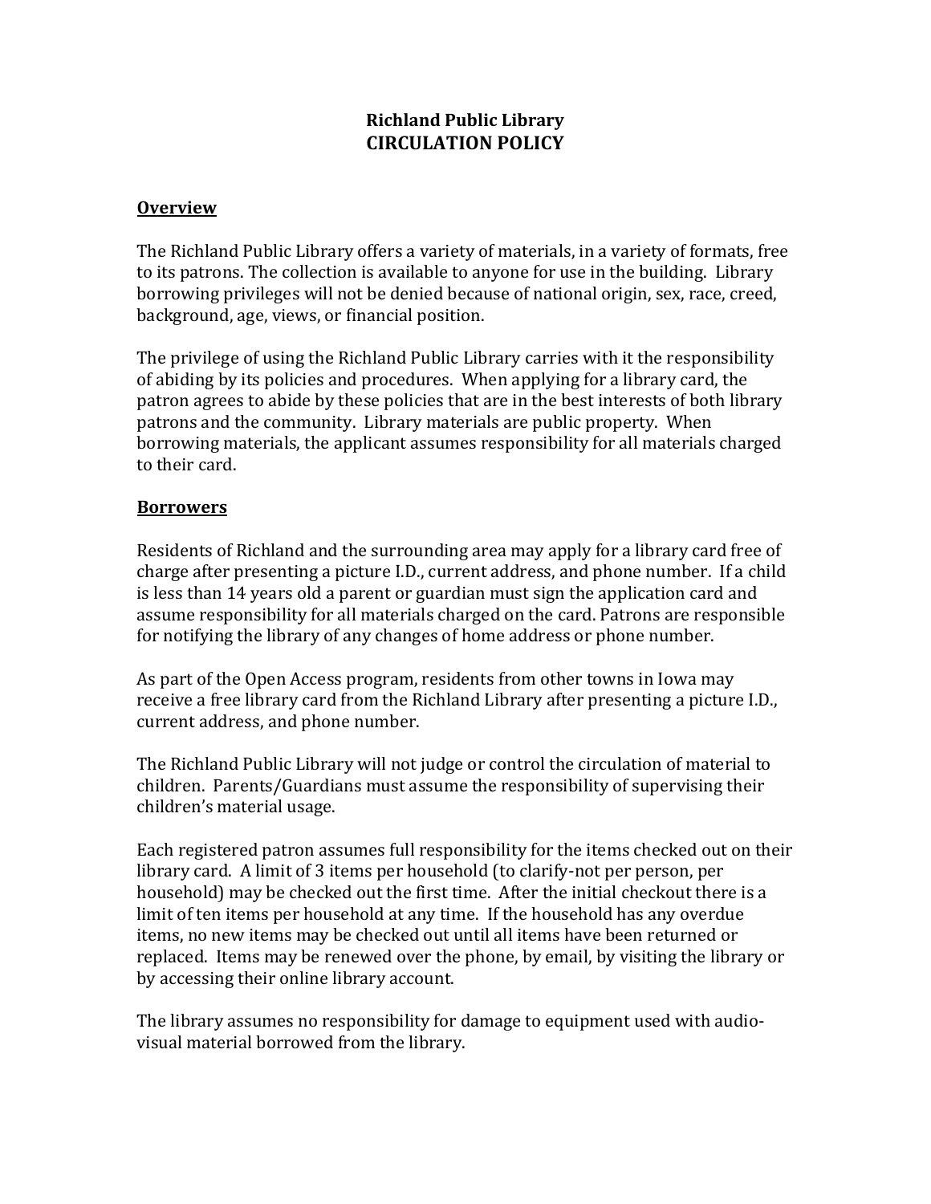# Richland Public Library
## CIRCULATION POLICY

### Overview

The Richland Public Library offers a variety of materials, in a variety of formats, free to its patrons. The collection is available to anyone for use in the building. Library borrowing privileges will not be denied because of national origin, sex, race, creed, background, age, views, or financial position.

The privilege of using the Richland Public Library carries with it the responsibility of abiding by its policies and procedures. When applying for a library card, the patron agrees to abide by these policies that are in the best interests of both library patrons and the community. Library materials are public property. When borrowing materials, the applicant assumes responsibility for all materials charged to their card.

### Borrowers

Residents of Richland and the surrounding area may apply for a library card free of charge after presenting a picture I.D., current address, and phone number. If a child is less than 14 years old a parent or guardian must sign the application card and assume responsibility for all materials charged on the card. Patrons are responsible for notifying the library of any changes of home address or phone number.

As part of the Open Access program, residents from other towns in Iowa may receive a free library card from the Richland Library after presenting a picture I.D., current address, and phone number.

The Richland Public Library will not judge or control the circulation of material to children. Parents/Guardians must assume the responsibility of supervising their children's material usage.

Each registered patron assumes full responsibility for the items checked out on their library card. A limit of 3 items per household (to clarify-not per person, per household) may be checked out the first time. After the initial checkout there is a limit of ten items per household at any time. If the household has any overdue items, no new items may be checked out until all items have been returned or replaced. Items may be renewed over the phone, by email, by visiting the library or by accessing their online library account.

The library assumes no responsibility for damage to equipment used with audio-visual material borrowed from the library.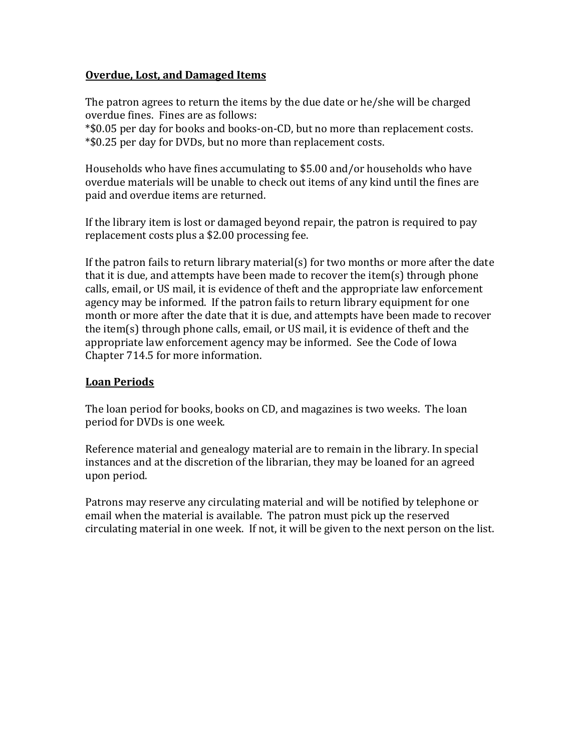**Overdue, Lost, and Damaged Items**

The patron agrees to return the items by the due date or he/she will be charged overdue fines. Fines are as follows:
*$0.05 per day for books and books-on-CD, but no more than replacement costs.
*$0.25 per day for DVDs, but no more than replacement costs.

Households who have fines accumulating to $5.00 and/or households who have overdue materials will be unable to check out items of any kind until the fines are paid and overdue items are returned.

If the library item is lost or damaged beyond repair, the patron is required to pay replacement costs plus a $2.00 processing fee.

If the patron fails to return library material(s) for two months or more after the date that it is due, and attempts have been made to recover the item(s) through phone calls, email, or US mail, it is evidence of theft and the appropriate law enforcement agency may be informed. If the patron fails to return library equipment for one month or more after the date that it is due, and attempts have been made to recover the item(s) through phone calls, email, or US mail, it is evidence of theft and the appropriate law enforcement agency may be informed. See the Code of Iowa Chapter 714.5 for more information.

**Loan Periods**

The loan period for books, books on CD, and magazines is two weeks. The loan period for DVDs is one week.

Reference material and genealogy material are to remain in the library. In special instances and at the discretion of the librarian, they may be loaned for an agreed upon period.

Patrons may reserve any circulating material and will be notified by telephone or email when the material is available. The patron must pick up the reserved circulating material in one week. If not, it will be given to the next person on the list.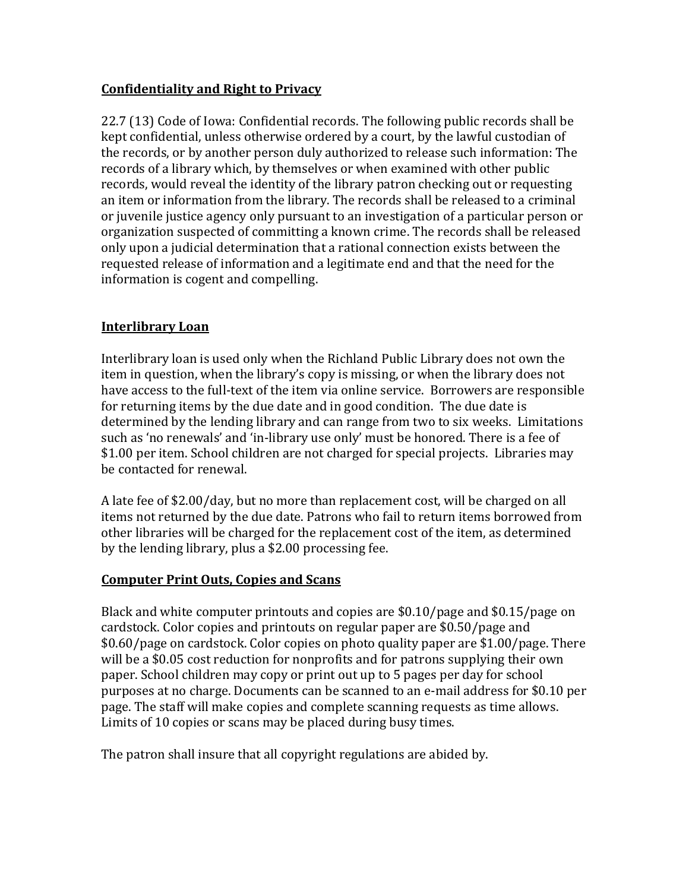## Confidentiality and Right to Privacy

22.7 (13) Code of Iowa: Confidential records. The following public records shall be kept confidential, unless otherwise ordered by a court, by the lawful custodian of the records, or by another person duly authorized to release such information: The records of a library which, by themselves or when examined with other public records, would reveal the identity of the library patron checking out or requesting an item or information from the library. The records shall be released to a criminal or juvenile justice agency only pursuant to an investigation of a particular person or organization suspected of committing a known crime. The records shall be released only upon a judicial determination that a rational connection exists between the requested release of information and a legitimate end and that the need for the information is cogent and compelling.

## Interlibrary Loan

Interlibrary loan is used only when the Richland Public Library does not own the item in question, when the library's copy is missing, or when the library does not have access to the full-text of the item via online service. Borrowers are responsible for returning items by the due date and in good condition. The due date is determined by the lending library and can range from two to six weeks. Limitations such as 'no renewals' and 'in-library use only' must be honored. There is a fee of $1.00 per item. School children are not charged for special projects. Libraries may be contacted for renewal.

A late fee of $2.00/day, but no more than replacement cost, will be charged on all items not returned by the due date. Patrons who fail to return items borrowed from other libraries will be charged for the replacement cost of the item, as determined by the lending library, plus a $2.00 processing fee.

## Computer Print Outs, Copies and Scans

Black and white computer printouts and copies are $0.10/page and $0.15/page on cardstock. Color copies and printouts on regular paper are $0.50/page and $0.60/page on cardstock. Color copies on photo quality paper are $1.00/page. There will be a $0.05 cost reduction for nonprofits and for patrons supplying their own paper. School children may copy or print out up to 5 pages per day for school purposes at no charge. Documents can be scanned to an e-mail address for $0.10 per page. The staff will make copies and complete scanning requests as time allows. Limits of 10 copies or scans may be placed during busy times.

The patron shall insure that all copyright regulations are abided by.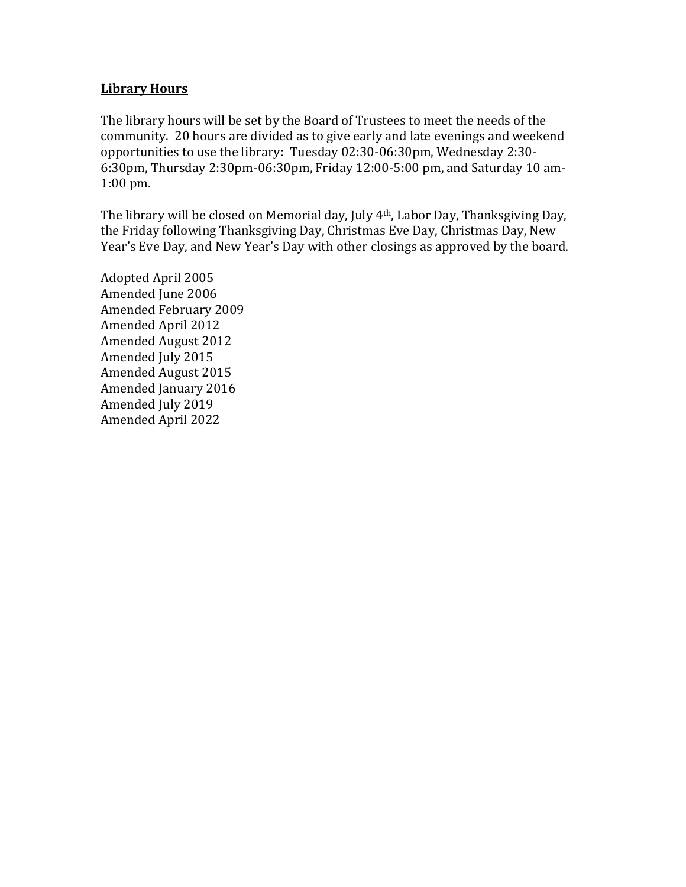**<u>Library Hours</u>**

The library hours will be set by the Board of Trustees to meet the needs of the community. 20 hours are divided as to give early and late evenings and weekend opportunities to use the library: Tuesday 02:30-06:30pm, Wednesday 2:30-6:30pm, Thursday 2:30pm-06:30pm, Friday 12:00-5:00 pm, and Saturday 10 am-1:00 pm.

The library will be closed on Memorial day, July 4th, Labor Day, Thanksgiving Day, the Friday following Thanksgiving Day, Christmas Eve Day, Christmas Day, New Year's Eve Day, and New Year's Day with other closings as approved by the board.

Adopted April 2005
Amended June 2006
Amended February 2009
Amended April 2012
Amended August 2012
Amended July 2015
Amended August 2015
Amended January 2016
Amended July 2019
Amended April 2022